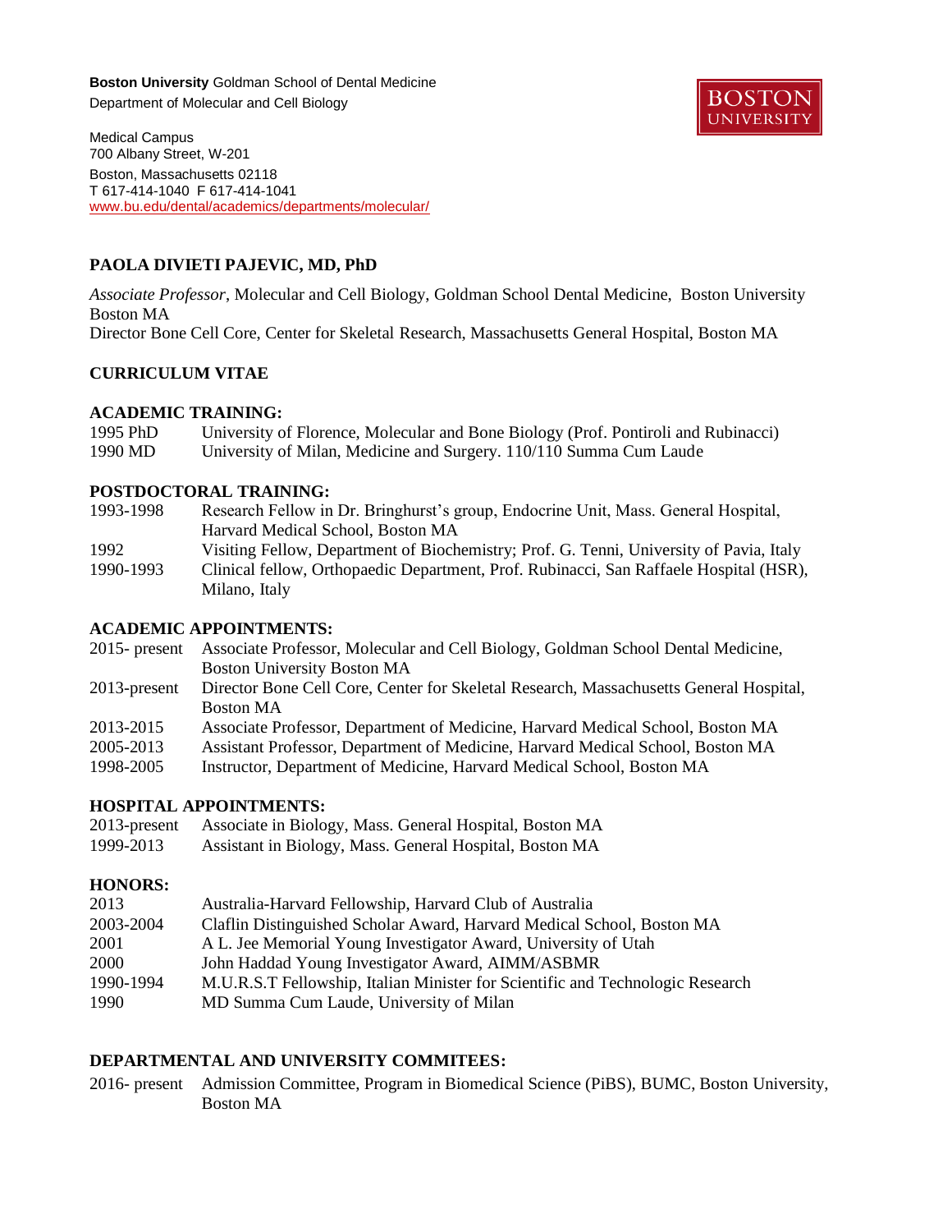**Boston University** Goldman School of Dental Medicine
Department of Molecular and Cell Biology

BOSTON UNIVERSITY

Medical Campus
700 Albany Street, W-201
Boston, Massachusetts 02118
T 617-414-1040 F 617-414-1041
www.bu.edu/dental/academics/departments/molecular/

## PAOLA DIVIETI PAJEVIC, MD, PhD

*Associate Professor*, Molecular and Cell Biology, Goldman School Dental Medicine, Boston University Boston MA
Director Bone Cell Core, Center for Skeletal Research, Massachusetts General Hospital, Boston MA

## CURRICULUM VITAE

### ACADEMIC TRAINING:

| | |
|---|---|
| 1995 PhD | University of Florence, Molecular and Bone Biology (Prof. Pontiroli and Rubinacci) |
| 1990 MD | University of Milan, Medicine and Surgery. 110/110 Summa Cum Laude |

### POSTDOCTORAL TRAINING:

| | |
|---|---|
| 1993-1998 | Research Fellow in Dr. Bringhurst's group, Endocrine Unit, Mass. General Hospital, Harvard Medical School, Boston MA |
| 1992 | Visiting Fellow, Department of Biochemistry; Prof. G. Tenni, University of Pavia, Italy |
| 1990-1993 | Clinical fellow, Orthopaedic Department, Prof. Rubinacci, San Raffaele Hospital (HSR), Milano, Italy |

### ACADEMIC APPOINTMENTS:

| | |
|---|---|
| 2015- present | Associate Professor, Molecular and Cell Biology, Goldman School Dental Medicine, Boston University Boston MA |
| 2013-present | Director Bone Cell Core, Center for Skeletal Research, Massachusetts General Hospital, Boston MA |
| 2013-2015 | Associate Professor, Department of Medicine, Harvard Medical School, Boston MA |
| 2005-2013 | Assistant Professor, Department of Medicine, Harvard Medical School, Boston MA |
| 1998-2005 | Instructor, Department of Medicine, Harvard Medical School, Boston MA |

### HOSPITAL APPOINTMENTS:

| | |
|---|---|
| 2013-present | Associate in Biology, Mass. General Hospital, Boston MA |
| 1999-2013 | Assistant in Biology, Mass. General Hospital, Boston MA |

### HONORS:

| | |
|---|---|
| 2013 | Australia-Harvard Fellowship, Harvard Club of Australia |
| 2003-2004 | Claflin Distinguished Scholar Award, Harvard Medical School, Boston MA |
| 2001 | A L. Jee Memorial Young Investigator Award, University of Utah |
| 2000 | John Haddad Young Investigator Award, AIMM/ASBMR |
| 1990-1994 | M.U.R.S.T Fellowship, Italian Minister for Scientific and Technologic Research |
| 1990 | MD Summa Cum Laude, University of Milan |

### DEPARTMENTAL AND UNIVERSITY COMMITEES:

| | |
|---|---|
| 2016- present | Admission Committee, Program in Biomedical Science (PiBS), BUMC, Boston University, Boston MA |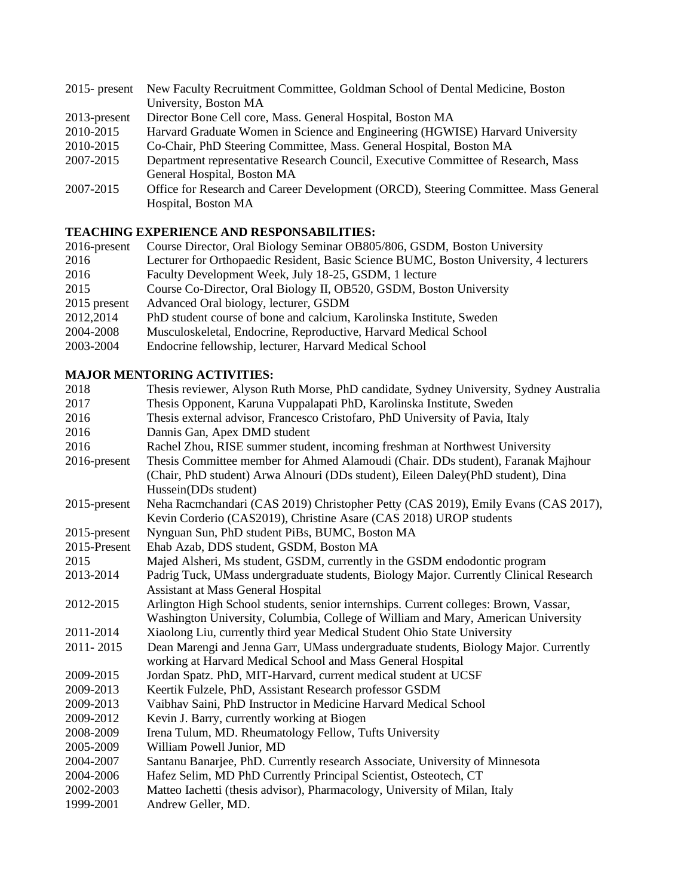| | |
|---|---|
| 2015- present | New Faculty Recruitment Committee, Goldman School of Dental Medicine, Boston University, Boston MA |
| 2013-present | Director Bone Cell core, Mass. General Hospital, Boston MA |
| 2010-2015 | Harvard Graduate Women in Science and Engineering (HGWISE) Harvard University |
| 2010-2015 | Co-Chair, PhD Steering Committee, Mass. General Hospital, Boston MA |
| 2007-2015 | Department representative Research Council, Executive Committee of Research, Mass General Hospital, Boston MA |
| 2007-2015 | Office for Research and Career Development (ORCD), Steering Committee. Mass General Hospital, Boston MA |

**TEACHING EXPERIENCE AND RESPONSABILITIES:**

| | |
|---|---|
| 2016-present | Course Director, Oral Biology Seminar OB805/806, GSDM, Boston University |
| 2016 | Lecturer for Orthopaedic Resident, Basic Science BUMC, Boston University, 4 lecturers |
| 2016 | Faculty Development Week, July 18-25, GSDM, 1 lecture |
| 2015 | Course Co-Director, Oral Biology II, OB520, GSDM, Boston University |
| 2015 present | Advanced Oral biology, lecturer, GSDM |
| 2012,2014 | PhD student course of bone and calcium, Karolinska Institute, Sweden |
| 2004-2008 | Musculoskeletal, Endocrine, Reproductive, Harvard Medical School |
| 2003-2004 | Endocrine fellowship, lecturer, Harvard Medical School |

**MAJOR MENTORING ACTIVITIES:**

| | |
|---|---|
| 2018 | Thesis reviewer, Alyson Ruth Morse, PhD candidate, Sydney University, Sydney Australia |
| 2017 | Thesis Opponent, Karuna Vuppalapati PhD, Karolinska Institute, Sweden |
| 2016 | Thesis external advisor, Francesco Cristofaro, PhD University of Pavia, Italy |
| 2016 | Dannis Gan, Apex DMD student |
| 2016 | Rachel Zhou, RISE summer student, incoming freshman at Northwest University |
| 2016-present | Thesis Committee member for Ahmed Alamoudi (Chair. DDs student), Faranak Majhour (Chair, PhD student) Arwa Alnouri (DDs student), Eileen Daley(PhD student), Dina Hussein(DDs student) |
| 2015-present | Neha Racmchandari (CAS 2019) Christopher Petty (CAS 2019), Emily Evans (CAS 2017), Kevin Corderio (CAS2019), Christine Asare (CAS 2018) UROP students |
| 2015-present | Nynguan Sun, PhD student PiBs, BUMC, Boston MA |
| 2015-Present | Ehab Azab, DDS student, GSDM, Boston MA |
| 2015 | Majed Alsheri, Ms student, GSDM, currently in the GSDM endodontic program |
| 2013-2014 | Padrig Tuck, UMass undergraduate students, Biology Major. Currently Clinical Research Assistant at Mass General Hospital |
| 2012-2015 | Arlington High School students, senior internships. Current colleges: Brown, Vassar, Washington University, Columbia, College of William and Mary, American University |
| 2011-2014 | Xiaolong Liu, currently third year Medical Student Ohio State University |
| 2011- 2015 | Dean Marengi and Jenna Garr, UMass undergraduate students, Biology Major. Currently working at Harvard Medical School and Mass General Hospital |
| 2009-2015 | Jordan Spatz. PhD, MIT-Harvard, current medical student at UCSF |
| 2009-2013 | Keertik Fulzele, PhD, Assistant Research professor GSDM |
| 2009-2013 | Vaibhav Saini, PhD Instructor in Medicine Harvard Medical School |
| 2009-2012 | Kevin J. Barry, currently working at Biogen |
| 2008-2009 | Irena Tulum, MD. Rheumatology Fellow, Tufts University |
| 2005-2009 | William Powell Junior, MD |
| 2004-2007 | Santanu Banarjee, PhD. Currently research Associate, University of Minnesota |
| 2004-2006 | Hafez Selim, MD PhD Currently Principal Scientist, Osteotech, CT |
| 2002-2003 | Matteo Iachetti (thesis advisor), Pharmacology, University of Milan, Italy |
| 1999-2001 | Andrew Geller, MD. |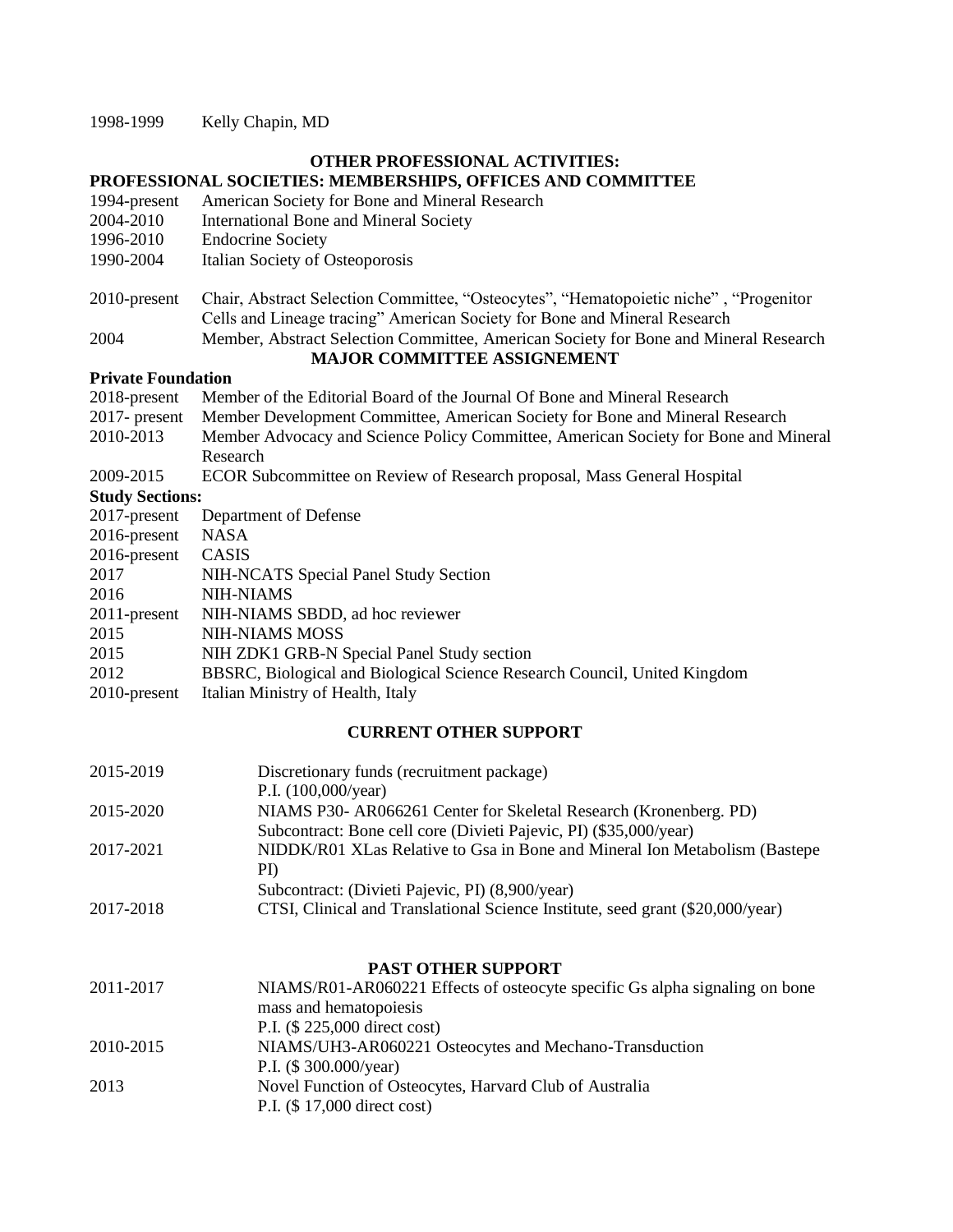1998-1999 Kelly Chapin, MD

## OTHER PROFESSIONAL ACTIVITIES:

### PROFESSIONAL SOCIETIES: MEMBERSHIPS, OFFICES AND COMMITTEE

| | |
|---|---|
| 1994-present | American Society for Bone and Mineral Research |
| 2004-2010 | International Bone and Mineral Society |
| 1996-2010 | Endocrine Society |
| 1990-2004 | Italian Society of Osteoporosis |
| 2010-present | Chair, Abstract Selection Committee, "Osteocytes", "Hematopoietic niche" , "Progenitor Cells and Lineage tracing" American Society for Bone and Mineral Research |
| 2004 | Member, Abstract Selection Committee, American Society for Bone and Mineral Research |

### MAJOR COMMITTEE ASSIGENEMENT

**Private Foundation**

| | |
|---|---|
| 2018-present | Member of the Editorial Board of the Journal Of Bone and Mineral Research |
| 2017- present | Member Development Committee, American Society for Bone and Mineral Research |
| 2010-2013 | Member Advocacy and Science Policy Committee, American Society for Bone and Mineral Research |
| 2009-2015 | ECOR Subcommittee on Review of Research proposal, Mass General Hospital |

**Study Sections:**

| | |
|---|---|
| 2017-present | Department of Defense |
| 2016-present | NASA |
| 2016-present | CASIS |
| 2017 | NIH-NCATS Special Panel Study Section |
| 2016 | NIH-NIAMS |
| 2011-present | NIH-NIAMS SBDD, ad hoc reviewer |
| 2015 | NIH-NIAMS MOSS |
| 2015 | NIH ZDK1 GRB-N Special Panel Study section |
| 2012 | BBSRC, Biological and Biological Science Research Council, United Kingdom |
| 2010-present | Italian Ministry of Health, Italy |

## CURRENT OTHER SUPPORT

| | |
|---|---|
| 2015-2019 | Discretionary funds (recruitment package)<br>P.I. (100,000/year) |
| 2015-2020 | NIAMS P30- AR066261 Center for Skeletal Research (Kronenberg. PD)<br>Subcontract: Bone cell core (Divieti Pajevic, PI) ($35,000/year) |
| 2017-2021 | NIDDK/R01 XLas Relative to Gsa in Bone and Mineral Ion Metabolism (Bastepe PI)<br>Subcontract: (Divieti Pajevic, PI) (8,900/year) |
| 2017-2018 | CTSI, Clinical and Translational Science Institute, seed grant ($20,000/year) |

## PAST OTHER SUPPORT

| | |
|---|---|
| 2011-2017 | NIAMS/R01-AR060221 Effects of osteocyte specific Gs alpha signaling on bone mass and hematopoiesis<br>P.I. ($ 225,000 direct cost) |
| 2010-2015 | NIAMS/UH3-AR060221 Osteocytes and Mechano-Transduction<br>P.I. ($ 300.000/year) |
| 2013 | Novel Function of Osteocytes, Harvard Club of Australia<br>P.I. ($ 17,000 direct cost) |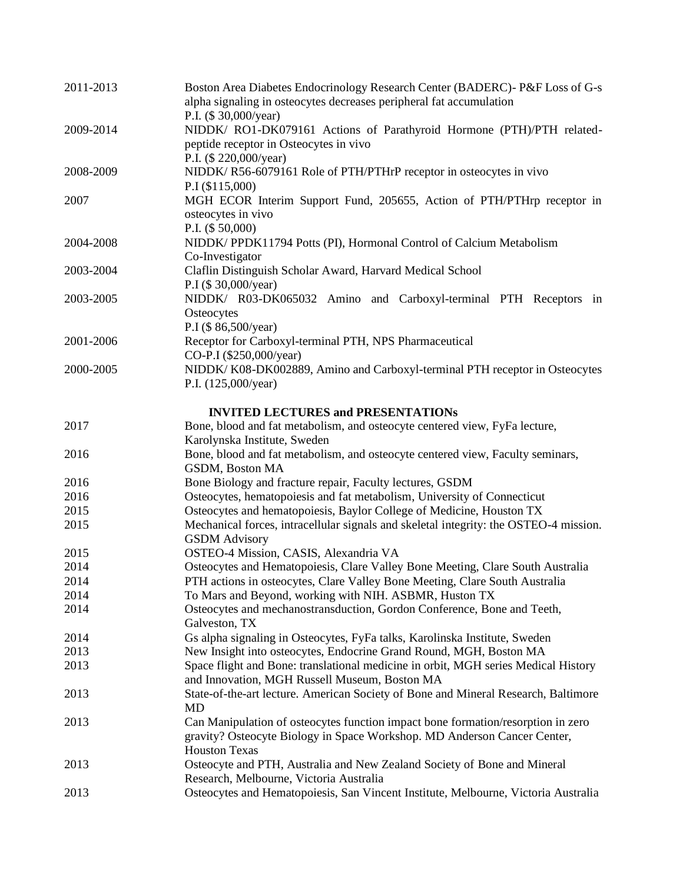| | |
|---|---|
| 2011-2013 | Boston Area Diabetes Endocrinology Research Center (BADERC)- P&F Loss of G-s alpha signaling in osteocytes decreases peripheral fat accumulation<br>P.I. ($ 30,000/year) |
| 2009-2014 | NIDDK/ RO1-DK079161 Actions of Parathyroid Hormone (PTH)/PTH related-peptide receptor in Osteocytes in vivo<br>P.I. ($ 220,000/year) |
| 2008-2009 | NIDDK/ R56-6079161 Role of PTH/PTHrP receptor in osteocytes in vivo<br>P.I ($115,000) |
| 2007 | MGH ECOR Interim Support Fund, 205655, Action of PTH/PTHrp receptor in osteocytes in vivo<br>P.I. ($ 50,000) |
| 2004-2008 | NIDDK/ PPDK11794 Potts (PI), Hormonal Control of Calcium Metabolism<br>Co-Investigator |
| 2003-2004 | Claflin Distinguish Scholar Award, Harvard Medical School<br>P.I ($ 30,000/year) |
| 2003-2005 | NIDDK/ R03-DK065032 Amino and Carboxyl-terminal PTH Receptors in Osteocytes<br>P.I ($ 86,500/year) |
| 2001-2006 | Receptor for Carboxyl-terminal PTH, NPS Pharmaceutical<br>CO-P.I ($250,000/year) |
| 2000-2005 | NIDDK/ K08-DK002889, Amino and Carboxyl-terminal PTH receptor in Osteocytes<br>P.I. (125,000/year) |

## INVITED LECTURES and PRESENTATIONs

| | |
|---|---|
| 2017 | Bone, blood and fat metabolism, and osteocyte centered view, FyFa lecture, Karolynska Institute, Sweden |
| 2016 | Bone, blood and fat metabolism, and osteocyte centered view, Faculty seminars, GSDM, Boston MA |
| 2016 | Bone Biology and fracture repair, Faculty lectures, GSDM |
| 2016 | Osteocytes, hematopoiesis and fat metabolism, University of Connecticut |
| 2015 | Osteocytes and hematopoiesis, Baylor College of Medicine, Houston TX |
| 2015 | Mechanical forces, intracellular signals and skeletal integrity: the OSTEO-4 mission. GSDM Advisory |
| 2015 | OSTEO-4 Mission, CASIS, Alexandria VA |
| 2014 | Osteocytes and Hematopoiesis, Clare Valley Bone Meeting, Clare South Australia |
| 2014 | PTH actions in osteocytes, Clare Valley Bone Meeting, Clare South Australia |
| 2014 | To Mars and Beyond, working with NIH. ASBMR, Huston TX |
| 2014 | Osteocytes and mechanostransduction, Gordon Conference, Bone and Teeth, Galveston, TX |
| 2014 | Gs alpha signaling in Osteocytes, FyFa talks, Karolinska Institute, Sweden |
| 2013 | New Insight into osteocytes, Endocrine Grand Round, MGH, Boston MA |
| 2013 | Space flight and Bone: translational medicine in orbit, MGH series Medical History and Innovation, MGH Russell Museum, Boston MA |
| 2013 | State-of-the-art lecture. American Society of Bone and Mineral Research, Baltimore MD |
| 2013 | Can Manipulation of osteocytes function impact bone formation/resorption in zero gravity? Osteocyte Biology in Space Workshop. MD Anderson Cancer Center, Houston Texas |
| 2013 | Osteocyte and PTH, Australia and New Zealand Society of Bone and Mineral Research, Melbourne, Victoria Australia |
| 2013 | Osteocytes and Hematopoiesis, San Vincent Institute, Melbourne, Victoria Australia |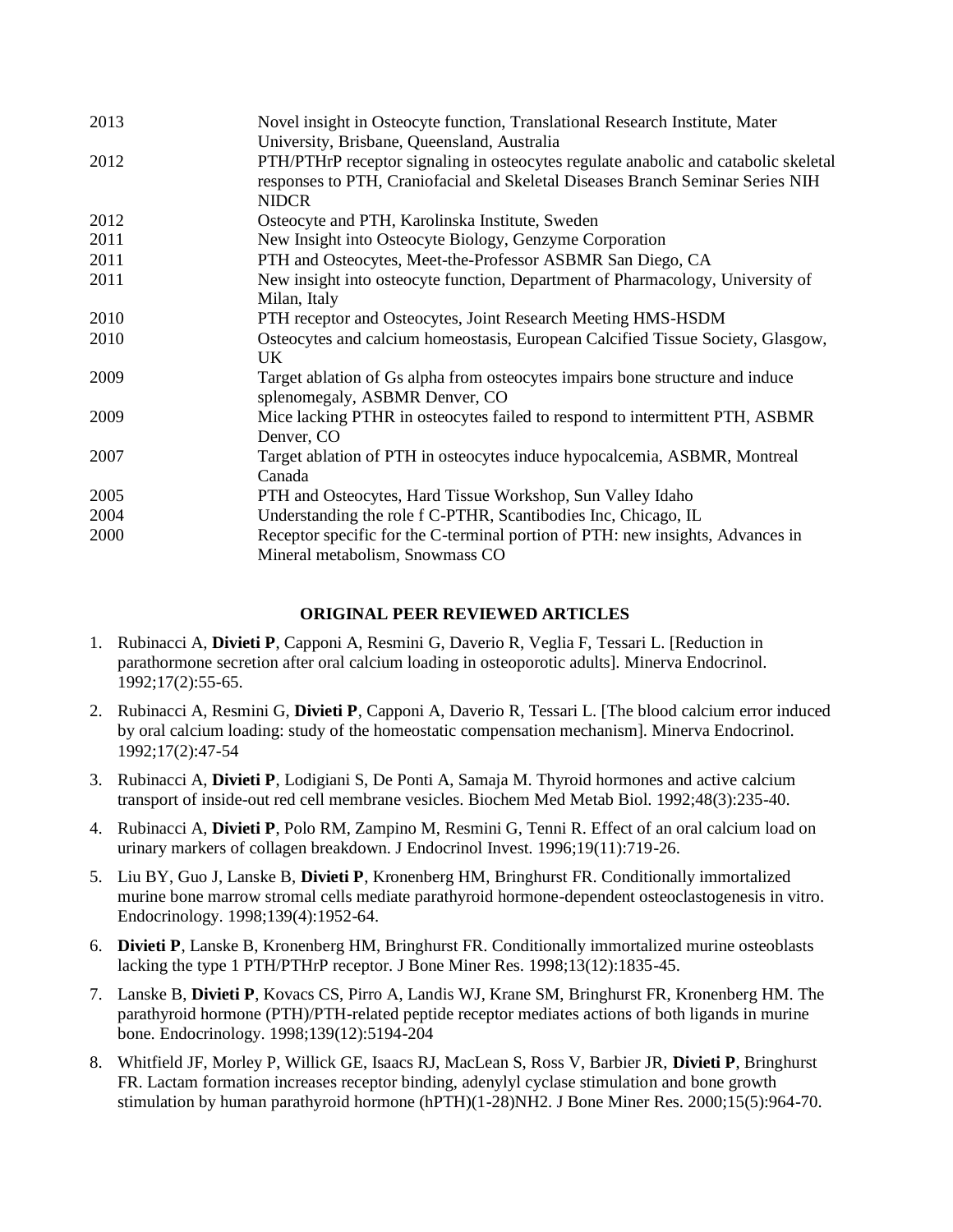| | |
|---|---|
| 2013 | Novel insight in Osteocyte function, Translational Research Institute, Mater University, Brisbane, Queensland, Australia |
| 2012 | PTH/PTHrP receptor signaling in osteocytes regulate anabolic and catabolic skeletal responses to PTH, Craniofacial and Skeletal Diseases Branch Seminar Series NIH NIDCR |
| 2012 | Osteocyte and PTH, Karolinska Institute, Sweden |
| 2011 | New Insight into Osteocyte Biology, Genzyme Corporation |
| 2011 | PTH and Osteocytes, Meet-the-Professor ASBMR San Diego, CA |
| 2011 | New insight into osteocyte function, Department of Pharmacology, University of Milan, Italy |
| 2010 | PTH receptor and Osteocytes, Joint Research Meeting HMS-HSDM |
| 2010 | Osteocytes and calcium homeostasis, European Calcified Tissue Society, Glasgow, UK |
| 2009 | Target ablation of Gs alpha from osteocytes impairs bone structure and induce splenomegaly, ASBMR Denver, CO |
| 2009 | Mice lacking PTHR in osteocytes failed to respond to intermittent PTH, ASBMR Denver, CO |
| 2007 | Target ablation of PTH in osteocytes induce hypocalcemia, ASBMR, Montreal Canada |
| 2005 | PTH and Osteocytes, Hard Tissue Workshop, Sun Valley Idaho |
| 2004 | Understanding the role f C-PTHR, Scantibodies Inc, Chicago, IL |
| 2000 | Receptor specific for the C-terminal portion of PTH: new insights, Advances in Mineral metabolism, Snowmass CO |

## ORIGINAL PEER REVIEWED ARTICLES

1. Rubinacci A, **Divieti P**, Capponi A, Resmini G, Daverio R, Veglia F, Tessari L. [Reduction in parathormone secretion after oral calcium loading in osteoporotic adults]. Minerva Endocrinol. 1992;17(2):55-65.
2. Rubinacci A, Resmini G, **Divieti P**, Capponi A, Daverio R, Tessari L. [The blood calcium error induced by oral calcium loading: study of the homeostatic compensation mechanism]. Minerva Endocrinol. 1992;17(2):47-54
3. Rubinacci A, **Divieti P**, Lodigiani S, De Ponti A, Samaja M. Thyroid hormones and active calcium transport of inside-out red cell membrane vesicles. Biochem Med Metab Biol. 1992;48(3):235-40.
4. Rubinacci A, **Divieti P**, Polo RM, Zampino M, Resmini G, Tenni R. Effect of an oral calcium load on urinary markers of collagen breakdown. J Endocrinol Invest. 1996;19(11):719-26.
5. Liu BY, Guo J, Lanske B, **Divieti P**, Kronenberg HM, Bringhurst FR. Conditionally immortalized murine bone marrow stromal cells mediate parathyroid hormone-dependent osteoclastogenesis in vitro. Endocrinology. 1998;139(4):1952-64.
6. **Divieti P**, Lanske B, Kronenberg HM, Bringhurst FR. Conditionally immortalized murine osteoblasts lacking the type 1 PTH/PTHrP receptor. J Bone Miner Res. 1998;13(12):1835-45.
7. Lanske B, **Divieti P**, Kovacs CS, Pirro A, Landis WJ, Krane SM, Bringhurst FR, Kronenberg HM. The parathyroid hormone (PTH)/PTH-related peptide receptor mediates actions of both ligands in murine bone. Endocrinology. 1998;139(12):5194-204
8. Whitfield JF, Morley P, Willick GE, Isaacs RJ, MacLean S, Ross V, Barbier JR, **Divieti P**, Bringhurst FR. Lactam formation increases receptor binding, adenylyl cyclase stimulation and bone growth stimulation by human parathyroid hormone (hPTH)(1-28)NH2. J Bone Miner Res. 2000;15(5):964-70.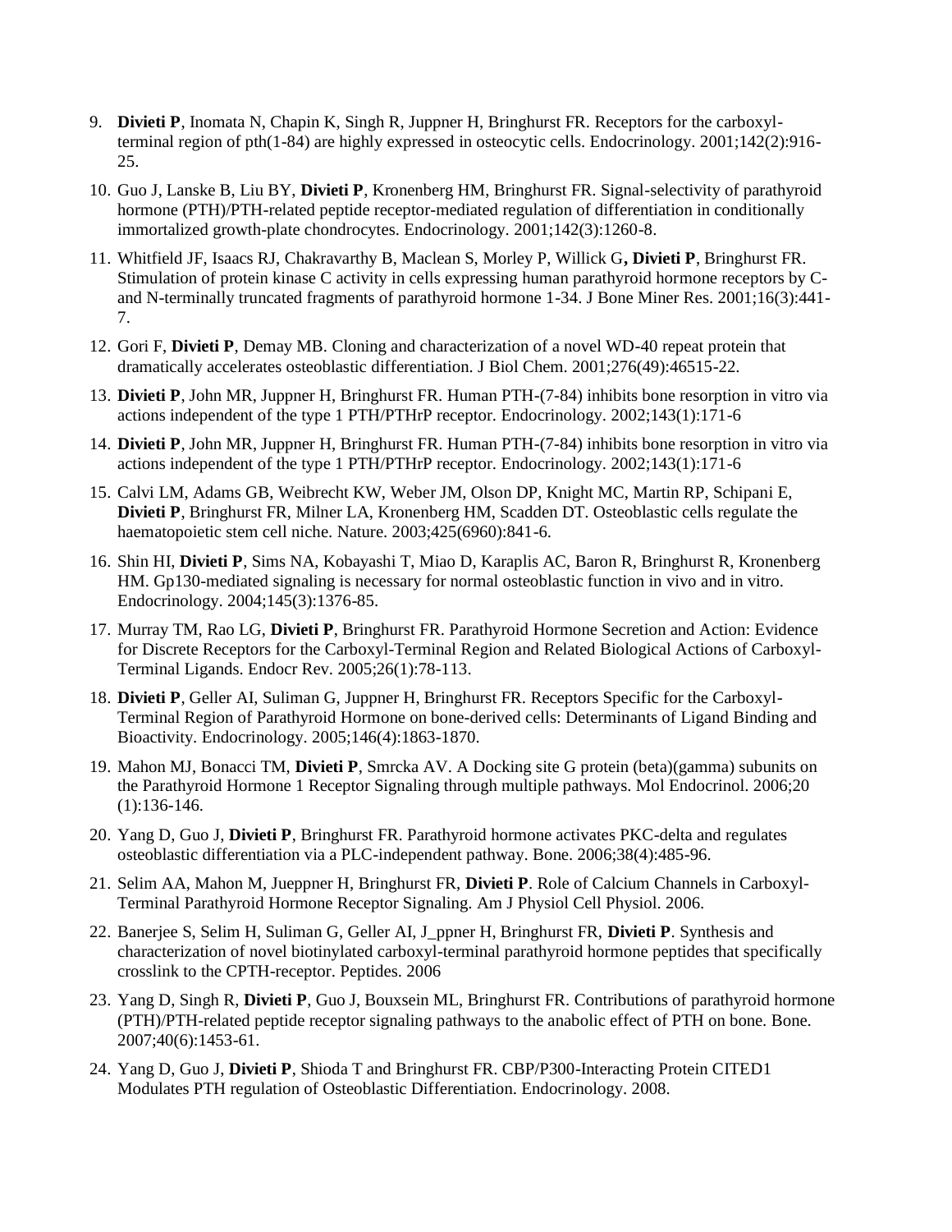9. **Divieti P**, Inomata N, Chapin K, Singh R, Juppner H, Bringhurst FR. Receptors for the carboxyl-terminal region of pth(1-84) are highly expressed in osteocytic cells. Endocrinology. 2001;142(2):916-25.

10. Guo J, Lanske B, Liu BY, **Divieti P**, Kronenberg HM, Bringhurst FR. Signal-selectivity of parathyroid hormone (PTH)/PTH-related peptide receptor-mediated regulation of differentiation in conditionally immortalized growth-plate chondrocytes. Endocrinology. 2001;142(3):1260-8.

11. Whitfield JF, Isaacs RJ, Chakravarthy B, Maclean S, Morley P, Willick G**, Divieti P**, Bringhurst FR. Stimulation of protein kinase C activity in cells expressing human parathyroid hormone receptors by C- and N-terminally truncated fragments of parathyroid hormone 1-34. J Bone Miner Res. 2001;16(3):441-7.

12. Gori F, **Divieti P**, Demay MB. Cloning and characterization of a novel WD-40 repeat protein that dramatically accelerates osteoblastic differentiation. J Biol Chem. 2001;276(49):46515-22.

13. **Divieti P**, John MR, Juppner H, Bringhurst FR. Human PTH-(7-84) inhibits bone resorption in vitro via actions independent of the type 1 PTH/PTHrP receptor. Endocrinology. 2002;143(1):171-6

14. **Divieti P**, John MR, Juppner H, Bringhurst FR. Human PTH-(7-84) inhibits bone resorption in vitro via actions independent of the type 1 PTH/PTHrP receptor. Endocrinology. 2002;143(1):171-6

15. Calvi LM, Adams GB, Weibrecht KW, Weber JM, Olson DP, Knight MC, Martin RP, Schipani E, **Divieti P**, Bringhurst FR, Milner LA, Kronenberg HM, Scadden DT. Osteoblastic cells regulate the haematopoietic stem cell niche. Nature. 2003;425(6960):841-6.

16. Shin HI, **Divieti P**, Sims NA, Kobayashi T, Miao D, Karaplis AC, Baron R, Bringhurst R, Kronenberg HM. Gp130-mediated signaling is necessary for normal osteoblastic function in vivo and in vitro. Endocrinology. 2004;145(3):1376-85.

17. Murray TM, Rao LG, **Divieti P**, Bringhurst FR. Parathyroid Hormone Secretion and Action: Evidence for Discrete Receptors for the Carboxyl-Terminal Region and Related Biological Actions of Carboxyl-Terminal Ligands. Endocr Rev. 2005;26(1):78-113.

18. **Divieti P**, Geller AI, Suliman G, Juppner H, Bringhurst FR. Receptors Specific for the Carboxyl-Terminal Region of Parathyroid Hormone on bone-derived cells: Determinants of Ligand Binding and Bioactivity. Endocrinology. 2005;146(4):1863-1870.

19. Mahon MJ, Bonacci TM, **Divieti P**, Smrcka AV. A Docking site G protein (beta)(gamma) subunits on the Parathyroid Hormone 1 Receptor Signaling through multiple pathways. Mol Endocrinol. 2006;20 (1):136-146.

20. Yang D, Guo J, **Divieti P**, Bringhurst FR. Parathyroid hormone activates PKC-delta and regulates osteoblastic differentiation via a PLC-independent pathway. Bone. 2006;38(4):485-96.

21. Selim AA, Mahon M, Jueppner H, Bringhurst FR, **Divieti P**. Role of Calcium Channels in Carboxyl-Terminal Parathyroid Hormone Receptor Signaling. Am J Physiol Cell Physiol. 2006.

22. Banerjee S, Selim H, Suliman G, Geller AI, J_ppner H, Bringhurst FR, **Divieti P**. Synthesis and characterization of novel biotinylated carboxyl-terminal parathyroid hormone peptides that specifically crosslink to the CPTH-receptor. Peptides. 2006

23. Yang D, Singh R, **Divieti P**, Guo J, Bouxsein ML, Bringhurst FR. Contributions of parathyroid hormone (PTH)/PTH-related peptide receptor signaling pathways to the anabolic effect of PTH on bone. Bone. 2007;40(6):1453-61.

24. Yang D, Guo J, **Divieti P**, Shioda T and Bringhurst FR. CBP/P300-Interacting Protein CITED1 Modulates PTH regulation of Osteoblastic Differentiation. Endocrinology. 2008.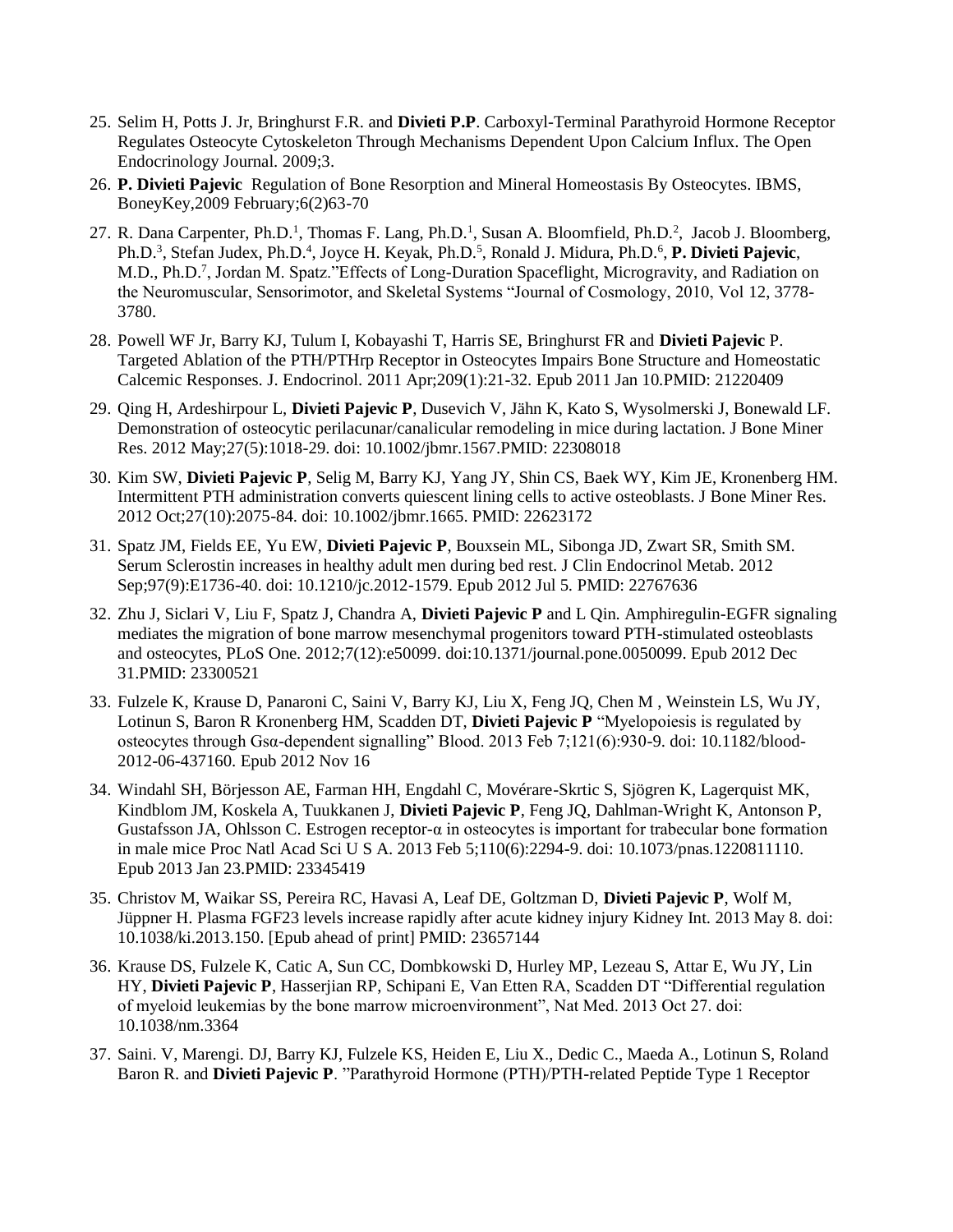25. Selim H, Potts J. Jr, Bringhurst F.R. and **Divieti P.P**. Carboxyl-Terminal Parathyroid Hormone Receptor Regulates Osteocyte Cytoskeleton Through Mechanisms Dependent Upon Calcium Influx. The Open Endocrinology Journal. 2009;3.

26. **P. Divieti Pajevic** Regulation of Bone Resorption and Mineral Homeostasis By Osteocytes. IBMS, BoneyKey,2009 February;6(2)63-70

27. R. Dana Carpenter, Ph.D.[1], Thomas F. Lang, Ph.D.[1], Susan A. Bloomfield, Ph.D.[2], Jacob J. Bloomberg, Ph.D.[3], Stefan Judex, Ph.D.[4], Joyce H. Keyak, Ph.D.[5], Ronald J. Midura, Ph.D.[6], **P. Divieti Pajevic**, M.D., Ph.D.[7], Jordan M. Spatz."Effects of Long-Duration Spaceflight, Microgravity, and Radiation on the Neuromuscular, Sensorimotor, and Skeletal Systems "Journal of Cosmology, 2010, Vol 12, 3778-3780.

28. Powell WF Jr, Barry KJ, Tulum I, Kobayashi T, Harris SE, Bringhurst FR and **Divieti Pajevic** P. Targeted Ablation of the PTH/PTHrp Receptor in Osteocytes Impairs Bone Structure and Homeostatic Calcemic Responses. J. Endocrinol. 2011 Apr;209(1):21-32. Epub 2011 Jan 10.PMID: 21220409

29. Qing H, Ardeshirpour L, **Divieti Pajevic P**, Dusevich V, Jähn K, Kato S, Wysolmerski J, Bonewald LF. Demonstration of osteocytic perilacunar/canalicular remodeling in mice during lactation. J Bone Miner Res. 2012 May;27(5):1018-29. doi: 10.1002/jbmr.1567.PMID: 22308018

30. Kim SW, **Divieti Pajevic P**, Selig M, Barry KJ, Yang JY, Shin CS, Baek WY, Kim JE, Kronenberg HM. Intermittent PTH administration converts quiescent lining cells to active osteoblasts. J Bone Miner Res. 2012 Oct;27(10):2075-84. doi: 10.1002/jbmr.1665. PMID: 22623172

31. Spatz JM, Fields EE, Yu EW, **Divieti Pajevic P**, Bouxsein ML, Sibonga JD, Zwart SR, Smith SM. Serum Sclerostin increases in healthy adult men during bed rest. J Clin Endocrinol Metab. 2012 Sep;97(9):E1736-40. doi: 10.1210/jc.2012-1579. Epub 2012 Jul 5. PMID: 22767636

32. Zhu J, Siclari V, Liu F, Spatz J, Chandra A, **Divieti Pajevic P** and L Qin. Amphiregulin-EGFR signaling mediates the migration of bone marrow mesenchymal progenitors toward PTH-stimulated osteoblasts and osteocytes, PLoS One. 2012;7(12):e50099. doi:10.1371/journal.pone.0050099. Epub 2012 Dec 31.PMID: 23300521

33. Fulzele K, Krause D, Panaroni C, Saini V, Barry KJ, Liu X, Feng JQ, Chen M , Weinstein LS, Wu JY, Lotinun S, Baron R Kronenberg HM, Scadden DT, **Divieti Pajevic P** "Myelopoiesis is regulated by osteocytes through Gsα-dependent signalling" Blood. 2013 Feb 7;121(6):930-9. doi: 10.1182/blood-2012-06-437160. Epub 2012 Nov 16

34. Windahl SH, Börjesson AE, Farman HH, Engdahl C, Movérare-Skrtic S, Sjögren K, Lagerquist MK, Kindblom JM, Koskela A, Tuukkanen J, **Divieti Pajevic P**, Feng JQ, Dahlman-Wright K, Antonson P, Gustafsson JA, Ohlsson C. Estrogen receptor-α in osteocytes is important for trabecular bone formation in male mice Proc Natl Acad Sci U S A. 2013 Feb 5;110(6):2294-9. doi: 10.1073/pnas.1220811110. Epub 2013 Jan 23.PMID: 23345419

35. Christov M, Waikar SS, Pereira RC, Havasi A, Leaf DE, Goltzman D, **Divieti Pajevic P**, Wolf M, Jüppner H. Plasma FGF23 levels increase rapidly after acute kidney injury Kidney Int. 2013 May 8. doi: 10.1038/ki.2013.150. [Epub ahead of print] PMID: 23657144

36. Krause DS, Fulzele K, Catic A, Sun CC, Dombkowski D, Hurley MP, Lezeau S, Attar E, Wu JY, Lin HY, **Divieti Pajevic P**, Hasserjian RP, Schipani E, Van Etten RA, Scadden DT "Differential regulation of myeloid leukemias by the bone marrow microenvironment", Nat Med. 2013 Oct 27. doi: 10.1038/nm.3364

37. Saini. V, Marengi. DJ, Barry KJ, Fulzele KS, Heiden E, Liu X., Dedic C., Maeda A., Lotinun S, Roland Baron R. and **Divieti Pajevic P**. "Parathyroid Hormone (PTH)/PTH-related Peptide Type 1 Receptor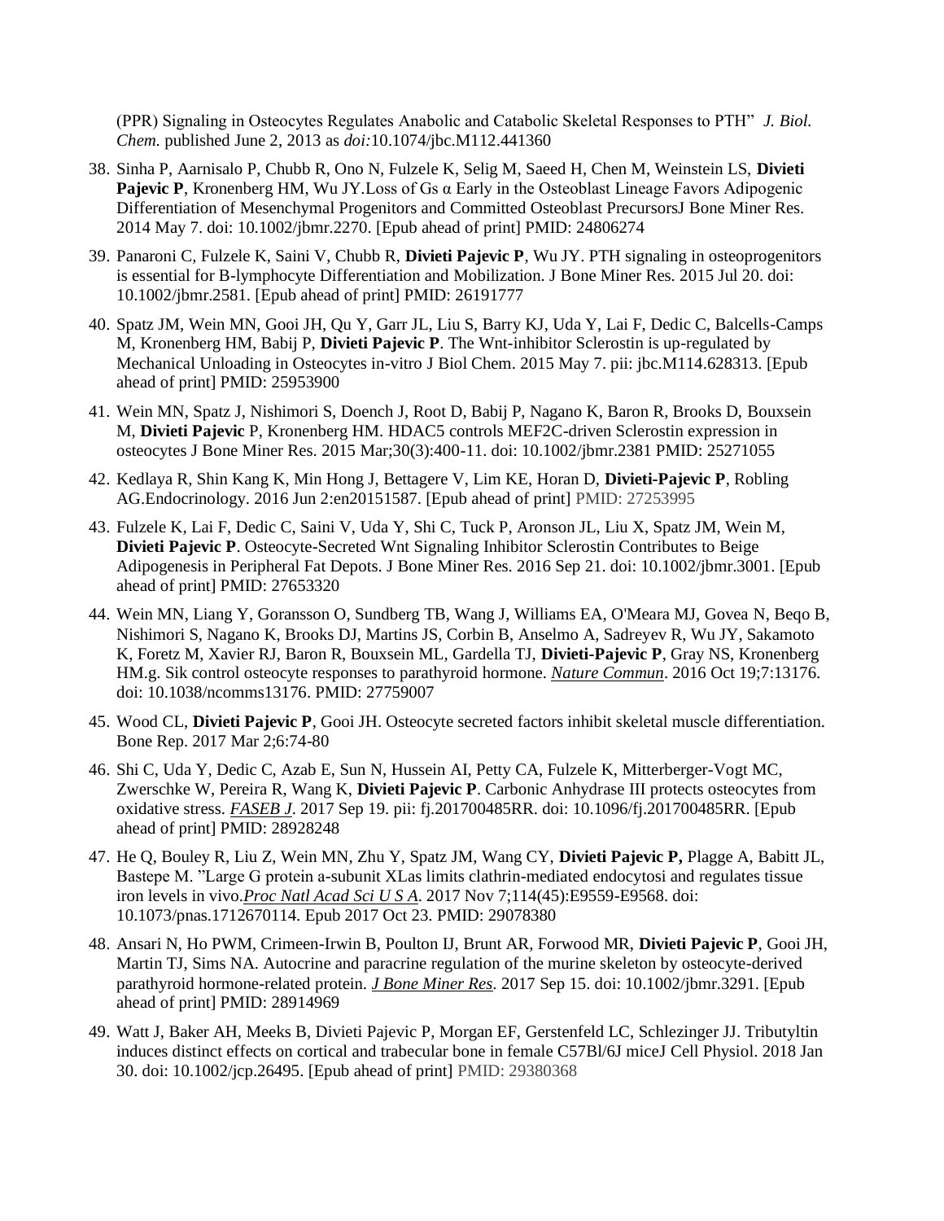(PPR) Signaling in Osteocytes Regulates Anabolic and Catabolic Skeletal Responses to PTH" *J. Biol. Chem.* published June 2, 2013 as *doi:*10.1074/jbc.M112.441360

38. Sinha P, Aarnisalo P, Chubb R, Ono N, Fulzele K, Selig M, Saeed H, Chen M, Weinstein LS, **Divieti Pajevic P**, Kronenberg HM, Wu JY.Loss of Gs α Early in the Osteoblast Lineage Favors Adipogenic Differentiation of Mesenchymal Progenitors and Committed Osteoblast PrecursorsJ Bone Miner Res. 2014 May 7. doi: 10.1002/jbmr.2270. [Epub ahead of print] PMID: 24806274

39. Panaroni C, Fulzele K, Saini V, Chubb R, **Divieti Pajevic P**, Wu JY. PTH signaling in osteoprogenitors is essential for B-lymphocyte Differentiation and Mobilization. J Bone Miner Res. 2015 Jul 20. doi: 10.1002/jbmr.2581. [Epub ahead of print] PMID: 26191777

40. Spatz JM, Wein MN, Gooi JH, Qu Y, Garr JL, Liu S, Barry KJ, Uda Y, Lai F, Dedic C, Balcells-Camps M, Kronenberg HM, Babij P, **Divieti Pajevic P**. The Wnt-inhibitor Sclerostin is up-regulated by Mechanical Unloading in Osteocytes in-vitro J Biol Chem. 2015 May 7. pii: jbc.M114.628313. [Epub ahead of print] PMID: 25953900

41. Wein MN, Spatz J, Nishimori S, Doench J, Root D, Babij P, Nagano K, Baron R, Brooks D, Bouxsein M, **Divieti Pajevic** P, Kronenberg HM. HDAC5 controls MEF2C-driven Sclerostin expression in osteocytes J Bone Miner Res. 2015 Mar;30(3):400-11. doi: 10.1002/jbmr.2381 PMID: 25271055

42. Kedlaya R, Shin Kang K, Min Hong J, Bettagere V, Lim KE, Horan D, **Divieti-Pajevic P**, Robling AG.Endocrinology. 2016 Jun 2:en20151587. [Epub ahead of print] PMID: 27253995

43. Fulzele K, Lai F, Dedic C, Saini V, Uda Y, Shi C, Tuck P, Aronson JL, Liu X, Spatz JM, Wein M, **Divieti Pajevic P**. Osteocyte-Secreted Wnt Signaling Inhibitor Sclerostin Contributes to Beige Adipogenesis in Peripheral Fat Depots. J Bone Miner Res. 2016 Sep 21. doi: 10.1002/jbmr.3001. [Epub ahead of print] PMID: 27653320

44. Wein MN, Liang Y, Goransson O, Sundberg TB, Wang J, Williams EA, O'Meara MJ, Govea N, Beqo B, Nishimori S, Nagano K, Brooks DJ, Martins JS, Corbin B, Anselmo A, Sadreyev R, Wu JY, Sakamoto K, Foretz M, Xavier RJ, Baron R, Bouxsein ML, Gardella TJ, **Divieti-Pajevic P**, Gray NS, Kronenberg HM.g. Sik control osteocyte responses to parathyroid hormone. *Nature Commun*. 2016 Oct 19;7:13176. doi: 10.1038/ncomms13176. PMID: 27759007

45. Wood CL, **Divieti Pajevic P**, Gooi JH. Osteocyte secreted factors inhibit skeletal muscle differentiation. Bone Rep. 2017 Mar 2;6:74-80

46. Shi C, Uda Y, Dedic C, Azab E, Sun N, Hussein AI, Petty CA, Fulzele K, Mitterberger-Vogt MC, Zwerschke W, Pereira R, Wang K, **Divieti Pajevic P**. Carbonic Anhydrase III protects osteocytes from oxidative stress. *FASEB J*. 2017 Sep 19. pii: fj.201700485RR. doi: 10.1096/fj.201700485RR. [Epub ahead of print] PMID: 28928248

47. He Q, Bouley R, Liu Z, Wein MN, Zhu Y, Spatz JM, Wang CY, **Divieti Pajevic P,** Plagge A, Babitt JL, Bastepe M. "Large G protein a-subunit XLas limits clathrin-mediated endocytosi and regulates tissue iron levels in vivo.*Proc Natl Acad Sci U S A*. 2017 Nov 7;114(45):E9559-E9568. doi: 10.1073/pnas.1712670114. Epub 2017 Oct 23. PMID: 29078380

48. Ansari N, Ho PWM, Crimeen-Irwin B, Poulton IJ, Brunt AR, Forwood MR, **Divieti Pajevic P**, Gooi JH, Martin TJ, Sims NA. Autocrine and paracrine regulation of the murine skeleton by osteocyte-derived parathyroid hormone-related protein. *J Bone Miner Res*. 2017 Sep 15. doi: 10.1002/jbmr.3291. [Epub ahead of print] PMID: 28914969

49. Watt J, Baker AH, Meeks B, Divieti Pajevic P, Morgan EF, Gerstenfeld LC, Schlezinger JJ. Tributyltin induces distinct effects on cortical and trabecular bone in female C57Bl/6J miceJ Cell Physiol. 2018 Jan 30. doi: 10.1002/jcp.26495. [Epub ahead of print] PMID: 29380368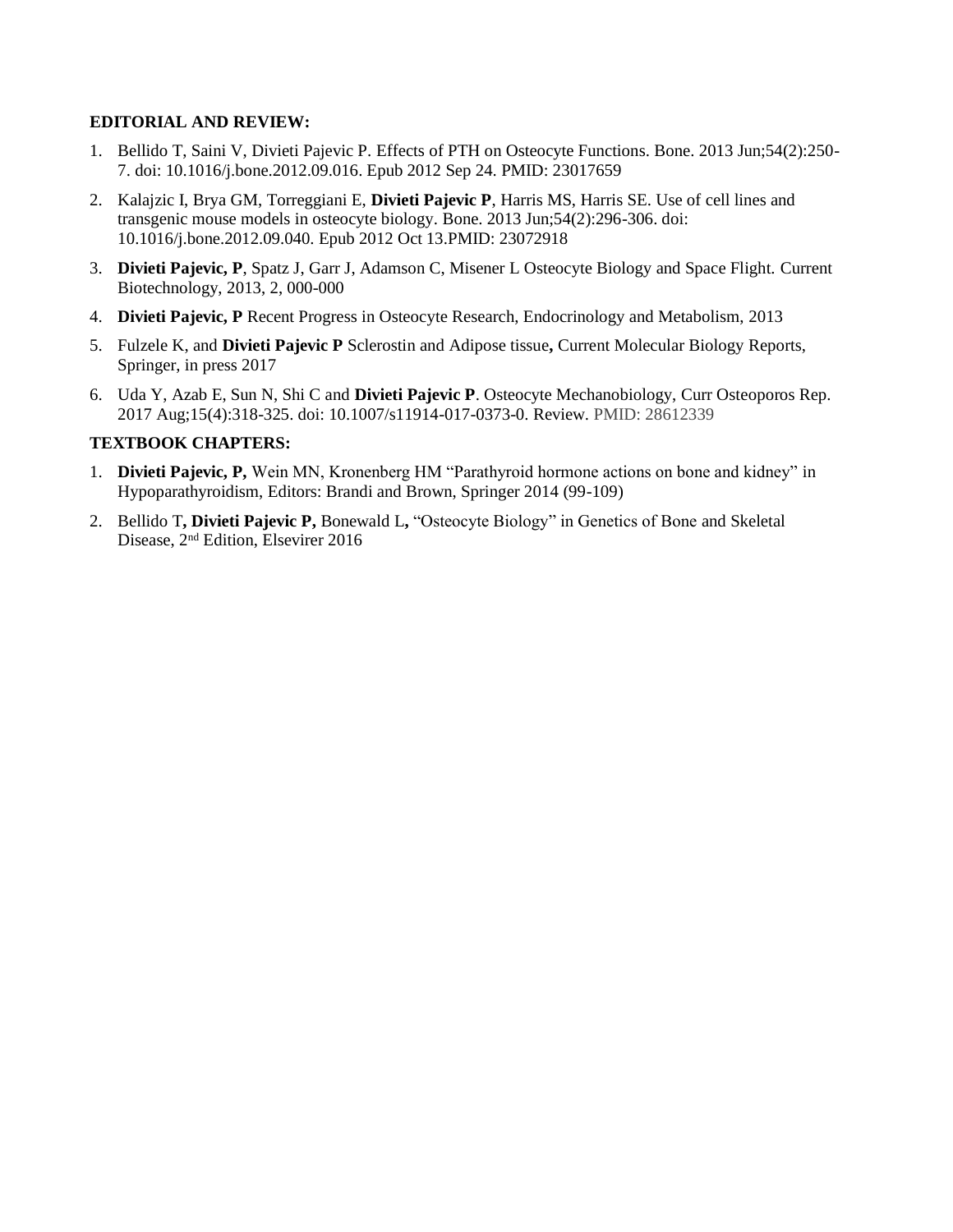**EDITORIAL AND REVIEW:**

1. Bellido T, Saini V, Divieti Pajevic P. Effects of PTH on Osteocyte Functions. Bone. 2013 Jun;54(2):250-7. doi: 10.1016/j.bone.2012.09.016. Epub 2012 Sep 24. PMID: 23017659
2. Kalajzic I, Brya GM, Torreggiani E, **Divieti Pajevic P**, Harris MS, Harris SE. Use of cell lines and transgenic mouse models in osteocyte biology. Bone. 2013 Jun;54(2):296-306. doi: 10.1016/j.bone.2012.09.040. Epub 2012 Oct 13.PMID: 23072918
3. **Divieti Pajevic, P**, Spatz J, Garr J, Adamson C, Misener L Osteocyte Biology and Space Flight. Current Biotechnology, 2013, 2, 000-000
4. **Divieti Pajevic, P** Recent Progress in Osteocyte Research, Endocrinology and Metabolism, 2013
5. Fulzele K, and **Divieti Pajevic P** Sclerostin and Adipose tissue**,** Current Molecular Biology Reports, Springer, in press 2017
6. Uda Y, Azab E, Sun N, Shi C and **Divieti Pajevic P**. Osteocyte Mechanobiology, Curr Osteoporos Rep. 2017 Aug;15(4):318-325. doi: 10.1007/s11914-017-0373-0. Review. PMID: 28612339

**TEXTBOOK CHAPTERS:**

1. **Divieti Pajevic, P,** Wein MN, Kronenberg HM "Parathyroid hormone actions on bone and kidney" in Hypoparathyroidism, Editors: Brandi and Brown, Springer 2014 (99-109)
2. Bellido T**, Divieti Pajevic P,** Bonewald L**,** "Osteocyte Biology" in Genetics of Bone and Skeletal Disease, 2nd Edition, Elsevirer 2016